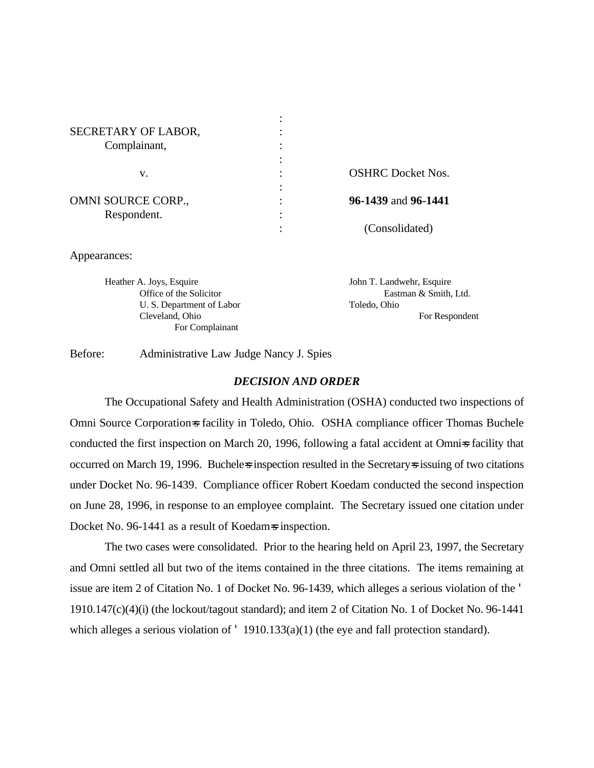| | | |
|---|---|---|
| SECRETARY OF LABOR, | : | |
| Complainant, | : | |
| v. | : | OSHRC Docket Nos. |
| OMNI SOURCE CORP., | : | **96-1439** and **96-1441** |
| Respondent. | : | (Consolidated) |

Appearances:

| For Complainant | For Respondent |
|---|---|
| Heather A. Joys, Esquire<br>Office of the Solicitor<br>U. S. Department of Labor<br>Cleveland, Ohio | John T. Landwehr, Esquire<br>Eastman & Smith, Ltd.<br>Toledo, Ohio |

Before: Administrative Law Judge Nancy J. Spies

***DECISION AND ORDER***

The Occupational Safety and Health Administration (OSHA) conducted two inspections of Omni Source Corporation=s facility in Toledo, Ohio. OSHA compliance officer Thomas Buchele conducted the first inspection on March 20, 1996, following a fatal accident at Omni=s facility that occurred on March 19, 1996. Buchele=s inspection resulted in the Secretary=s issuing of two citations under Docket No. 96-1439. Compliance officer Robert Koedam conducted the second inspection on June 28, 1996, in response to an employee complaint. The Secretary issued one citation under Docket No. 96-1441 as a result of Koedam=s inspection.

The two cases were consolidated. Prior to the hearing held on April 23, 1997, the Secretary and Omni settled all but two of the items contained in the three citations. The items remaining at issue are item 2 of Citation No. 1 of Docket No. 96-1439, which alleges a serious violation of the ' 1910.147(c)(4)(i) (the lockout/tagout standard); and item 2 of Citation No. 1 of Docket No. 96-1441 which alleges a serious violation of ' 1910.133(a)(1) (the eye and fall protection standard).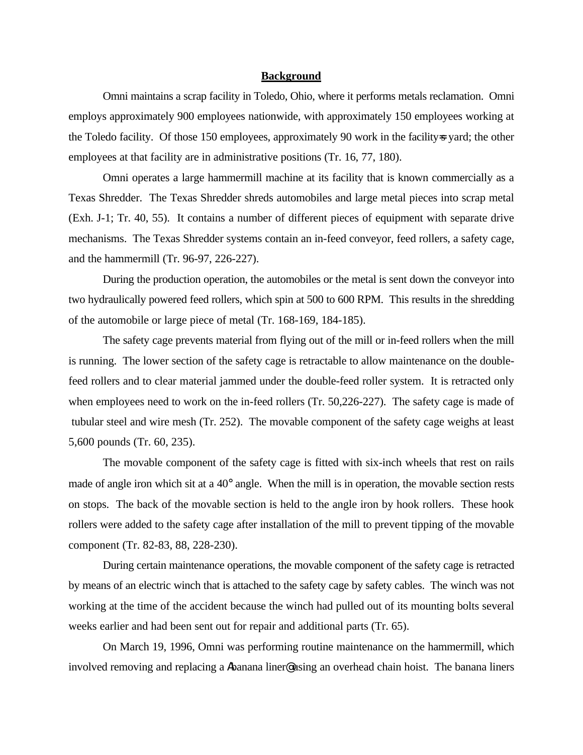## Background

Omni maintains a scrap facility in Toledo, Ohio, where it performs metals reclamation. Omni employs approximately 900 employees nationwide, with approximately 150 employees working at the Toledo facility. Of those 150 employees, approximately 90 work in the facility=s yard; the other employees at that facility are in administrative positions (Tr. 16, 77, 180).

Omni operates a large hammermill machine at its facility that is known commercially as a Texas Shredder. The Texas Shredder shreds automobiles and large metal pieces into scrap metal (Exh. J-1; Tr. 40, 55). It contains a number of different pieces of equipment with separate drive mechanisms. The Texas Shredder systems contain an in-feed conveyor, feed rollers, a safety cage, and the hammermill (Tr. 96-97, 226-227).

During the production operation, the automobiles or the metal is sent down the conveyor into two hydraulically powered feed rollers, which spin at 500 to 600 RPM. This results in the shredding of the automobile or large piece of metal (Tr. 168-169, 184-185).

The safety cage prevents material from flying out of the mill or in-feed rollers when the mill is running. The lower section of the safety cage is retractable to allow maintenance on the double-feed rollers and to clear material jammed under the double-feed roller system. It is retracted only when employees need to work on the in-feed rollers (Tr. 50,226-227). The safety cage is made of tubular steel and wire mesh (Tr. 252). The movable component of the safety cage weighs at least 5,600 pounds (Tr. 60, 235).

The movable component of the safety cage is fitted with six-inch wheels that rest on rails made of angle iron which sit at a 40° angle. When the mill is in operation, the movable section rests on stops. The back of the movable section is held to the angle iron by hook rollers. These hook rollers were added to the safety cage after installation of the mill to prevent tipping of the movable component (Tr. 82-83, 88, 228-230).

During certain maintenance operations, the movable component of the safety cage is retracted by means of an electric winch that is attached to the safety cage by safety cables. The winch was not working at the time of the accident because the winch had pulled out of its mounting bolts several weeks earlier and had been sent out for repair and additional parts (Tr. 65).

On March 19, 1996, Omni was performing routine maintenance on the hammermill, which involved removing and replacing a Abanana liner@ using an overhead chain hoist. The banana liners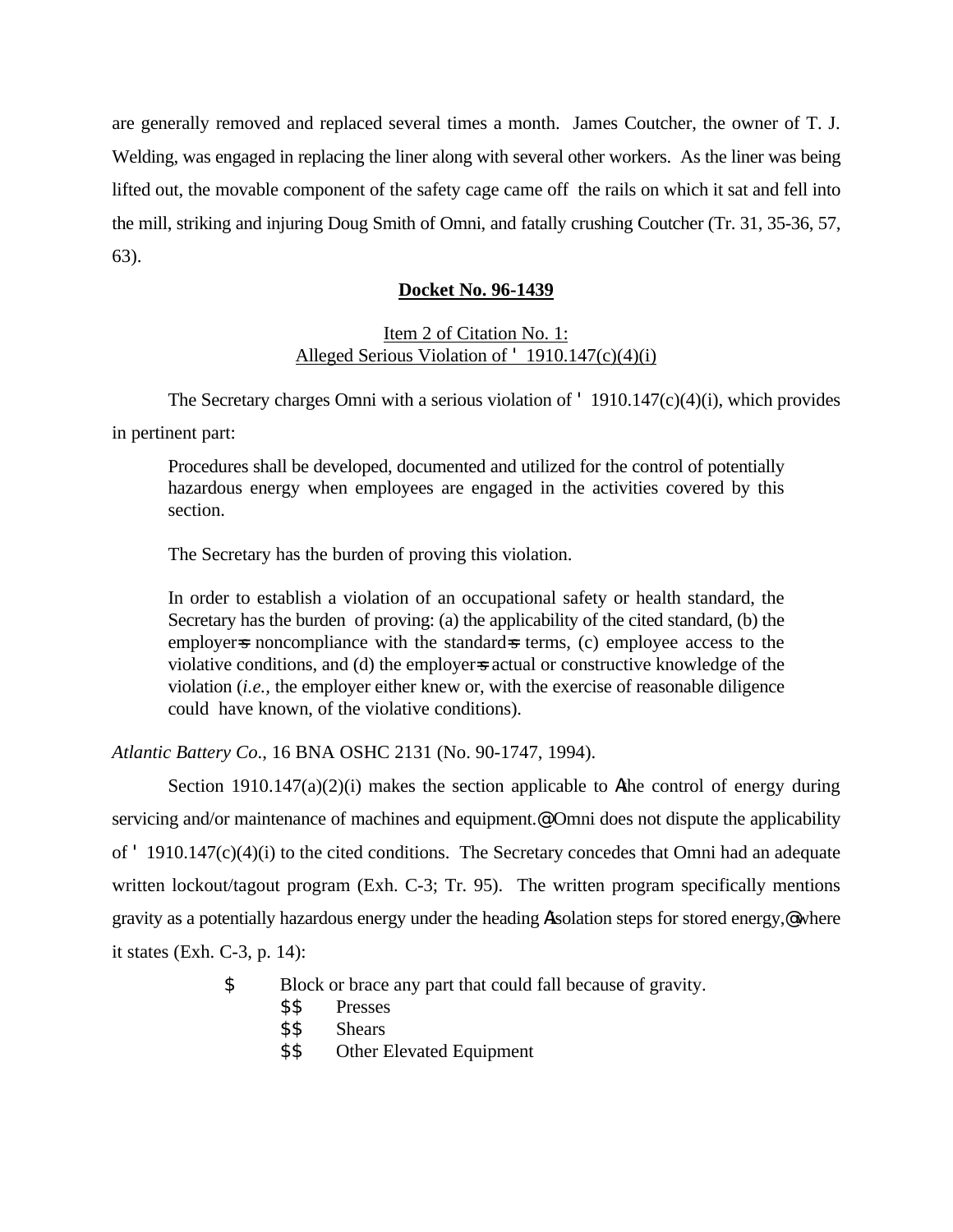are generally removed and replaced several times a month. James Coutcher, the owner of T. J. Welding, was engaged in replacing the liner along with several other workers. As the liner was being lifted out, the movable component of the safety cage came off the rails on which it sat and fell into the mill, striking and injuring Doug Smith of Omni, and fatally crushing Coutcher (Tr. 31, 35-36, 57, 63).

**Docket No. 96-1439**

Item 2 of Citation No. 1:
Alleged Serious Violation of ' 1910.147(c)(4)(i)

The Secretary charges Omni with a serious violation of ' 1910.147(c)(4)(i), which provides in pertinent part:

> Procedures shall be developed, documented and utilized for the control of potentially hazardous energy when employees are engaged in the activities covered by this section.
>
> The Secretary has the burden of proving this violation.
>
> In order to establish a violation of an occupational safety or health standard, the Secretary has the burden of proving: (a) the applicability of the cited standard, (b) the employer=s noncompliance with the standard=s terms, (c) employee access to the violative conditions, and (d) the employer=s actual or constructive knowledge of the violation (*i.e.,* the employer either knew or, with the exercise of reasonable diligence could have known, of the violative conditions).

*Atlantic Battery Co*., 16 BNA OSHC 2131 (No. 90-1747, 1994).

Section 1910.147(a)(2)(i) makes the section applicable to Athe control of energy during servicing and/or maintenance of machines and equipment.@ Omni does not dispute the applicability of ' 1910.147(c)(4)(i) to the cited conditions. The Secretary concedes that Omni had an adequate written lockout/tagout program (Exh. C-3; Tr. 95). The written program specifically mentions gravity as a potentially hazardous energy under the heading AIsolation steps for stored energy,@ where it states (Exh. C-3, p. 14):

- Block or brace any part that could fall because of gravity.
  - Presses
  - Shears
  - Other Elevated Equipment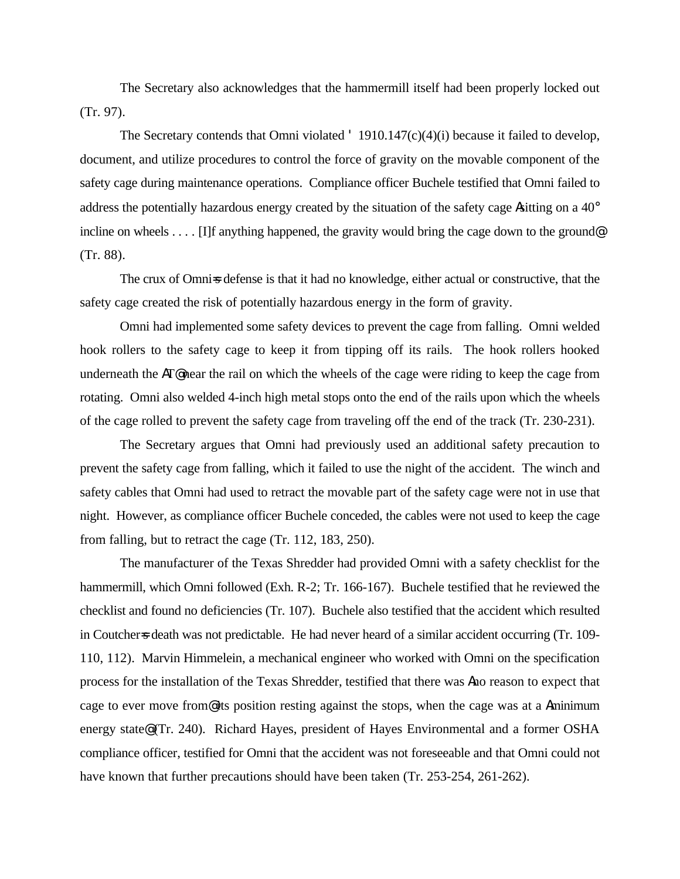The Secretary also acknowledges that the hammermill itself had been properly locked out (Tr. 97).

The Secretary contends that Omni violated § 1910.147(c)(4)(i) because it failed to develop, document, and utilize procedures to control the force of gravity on the movable component of the safety cage during maintenance operations. Compliance officer Buchele testified that Omni failed to address the potentially hazardous energy created by the situation of the safety cage "sitting on a 40° incline on wheels . . . . [I]f anything happened, the gravity would bring the cage down to the ground" (Tr. 88).

The crux of Omni's defense is that it had no knowledge, either actual or constructive, that the safety cage created the risk of potentially hazardous energy in the form of gravity.

Omni had implemented some safety devices to prevent the cage from falling. Omni welded hook rollers to the safety cage to keep it from tipping off its rails. The hook rollers hooked underneath the "T" near the rail on which the wheels of the cage were riding to keep the cage from rotating. Omni also welded 4-inch high metal stops onto the end of the rails upon which the wheels of the cage rolled to prevent the safety cage from traveling off the end of the track (Tr. 230-231).

The Secretary argues that Omni had previously used an additional safety precaution to prevent the safety cage from falling, which it failed to use the night of the accident. The winch and safety cables that Omni had used to retract the movable part of the safety cage were not in use that night. However, as compliance officer Buchele conceded, the cables were not used to keep the cage from falling, but to retract the cage (Tr. 112, 183, 250).

The manufacturer of the Texas Shredder had provided Omni with a safety checklist for the hammermill, which Omni followed (Exh. R-2; Tr. 166-167). Buchele testified that he reviewed the checklist and found no deficiencies (Tr. 107). Buchele also testified that the accident which resulted in Coutcher's death was not predictable. He had never heard of a similar accident occurring (Tr. 109-110, 112). Marvin Himmelein, a mechanical engineer who worked with Omni on the specification process for the installation of the Texas Shredder, testified that there was "no reason to expect that cage to ever move from" its position resting against the stops, when the cage was at a "minimum energy state" (Tr. 240). Richard Hayes, president of Hayes Environmental and a former OSHA compliance officer, testified for Omni that the accident was not foreseeable and that Omni could not have known that further precautions should have been taken (Tr. 253-254, 261-262).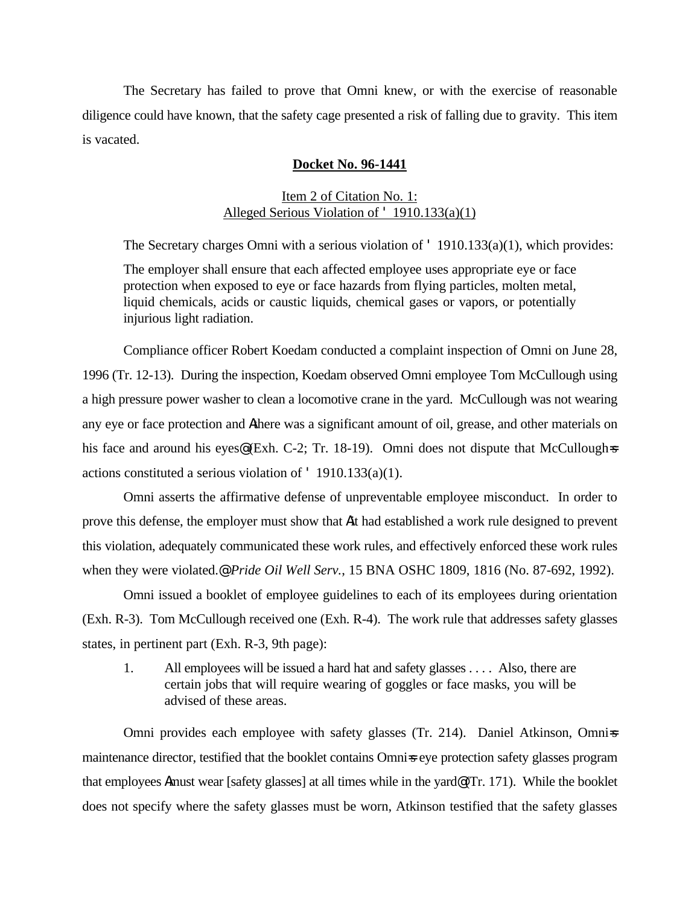The Secretary has failed to prove that Omni knew, or with the exercise of reasonable diligence could have known, that the safety cage presented a risk of falling due to gravity. This item is vacated.

**Docket No. 96-1441**

Item 2 of Citation No. 1:
Alleged Serious Violation of ' 1910.133(a)(1)

The Secretary charges Omni with a serious violation of ' 1910.133(a)(1), which provides:

> The employer shall ensure that each affected employee uses appropriate eye or face protection when exposed to eye or face hazards from flying particles, molten metal, liquid chemicals, acids or caustic liquids, chemical gases or vapors, or potentially injurious light radiation.

Compliance officer Robert Koedam conducted a complaint inspection of Omni on June 28, 1996 (Tr. 12-13). During the inspection, Koedam observed Omni employee Tom McCullough using a high pressure power washer to clean a locomotive crane in the yard. McCullough was not wearing any eye or face protection and Athere was a significant amount of oil, grease, and other materials on his face and around his eyes@ (Exh. C-2; Tr. 18-19). Omni does not dispute that McCullough=s actions constituted a serious violation of ' 1910.133(a)(1).

Omni asserts the affirmative defense of unpreventable employee misconduct. In order to prove this defense, the employer must show that Ait had established a work rule designed to prevent this violation, adequately communicated these work rules, and effectively enforced these work rules when they were violated.@ *Pride Oil Well Serv.*, 15 BNA OSHC 1809, 1816 (No. 87-692, 1992).

Omni issued a booklet of employee guidelines to each of its employees during orientation (Exh. R-3). Tom McCullough received one (Exh. R-4). The work rule that addresses safety glasses states, in pertinent part (Exh. R-3, 9th page):

> 1. All employees will be issued a hard hat and safety glasses . . . . Also, there are certain jobs that will require wearing of goggles or face masks, you will be advised of these areas.

Omni provides each employee with safety glasses (Tr. 214). Daniel Atkinson, Omni=s maintenance director, testified that the booklet contains Omni=s eye protection safety glasses program that employees Amust wear [safety glasses] at all times while in the yard@ (Tr. 171). While the booklet does not specify where the safety glasses must be worn, Atkinson testified that the safety glasses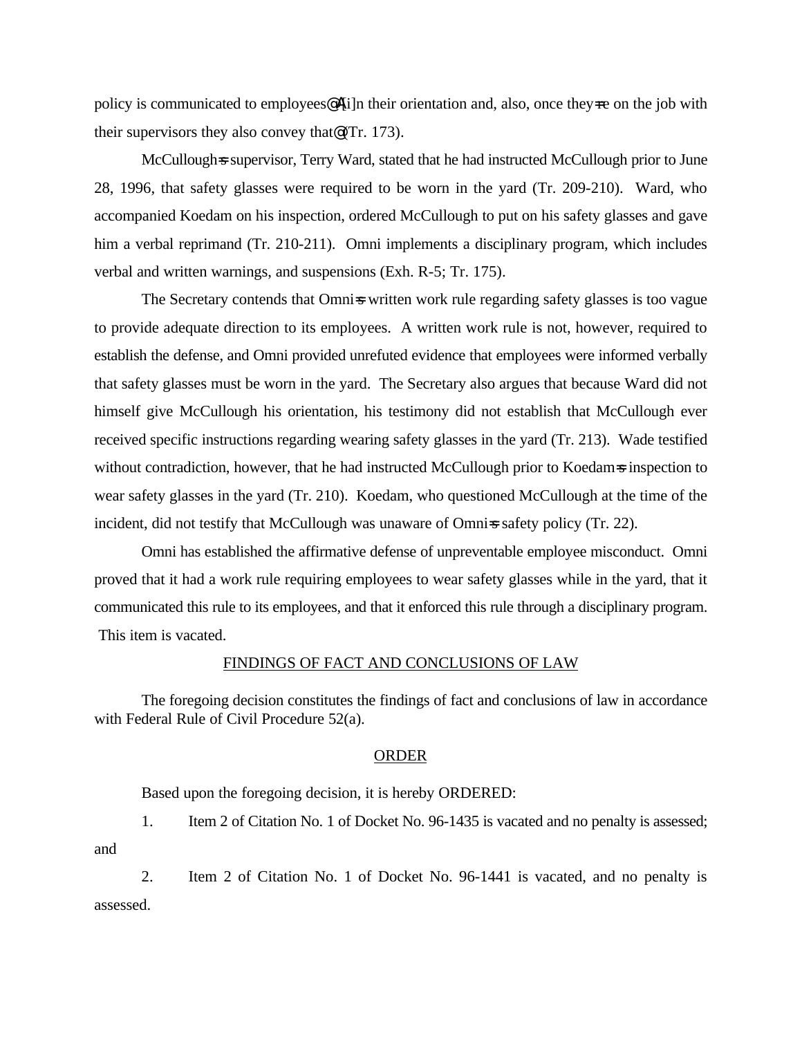policy is communicated to employees@A[i]n their orientation and, also, once they=re on the job with their supervisors they also convey that@ (Tr. 173).

McCullough=s supervisor, Terry Ward, stated that he had instructed McCullough prior to June 28, 1996, that safety glasses were required to be worn in the yard (Tr. 209-210). Ward, who accompanied Koedam on his inspection, ordered McCullough to put on his safety glasses and gave him a verbal reprimand (Tr. 210-211). Omni implements a disciplinary program, which includes verbal and written warnings, and suspensions (Exh. R-5; Tr. 175).

The Secretary contends that Omni=s written work rule regarding safety glasses is too vague to provide adequate direction to its employees. A written work rule is not, however, required to establish the defense, and Omni provided unrefuted evidence that employees were informed verbally that safety glasses must be worn in the yard. The Secretary also argues that because Ward did not himself give McCullough his orientation, his testimony did not establish that McCullough ever received specific instructions regarding wearing safety glasses in the yard (Tr. 213). Wade testified without contradiction, however, that he had instructed McCullough prior to Koedam=s inspection to wear safety glasses in the yard (Tr. 210). Koedam, who questioned McCullough at the time of the incident, did not testify that McCullough was unaware of Omni=s safety policy (Tr. 22).

Omni has established the affirmative defense of unpreventable employee misconduct. Omni proved that it had a work rule requiring employees to wear safety glasses while in the yard, that it communicated this rule to its employees, and that it enforced this rule through a disciplinary program. This item is vacated.

## FINDINGS OF FACT AND CONCLUSIONS OF LAW

The foregoing decision constitutes the findings of fact and conclusions of law in accordance with Federal Rule of Civil Procedure 52(a).

## ORDER

Based upon the foregoing decision, it is hereby ORDERED:

1. Item 2 of Citation No. 1 of Docket No. 96-1435 is vacated and no penalty is assessed; and

2. Item 2 of Citation No. 1 of Docket No. 96-1441 is vacated, and no penalty is assessed.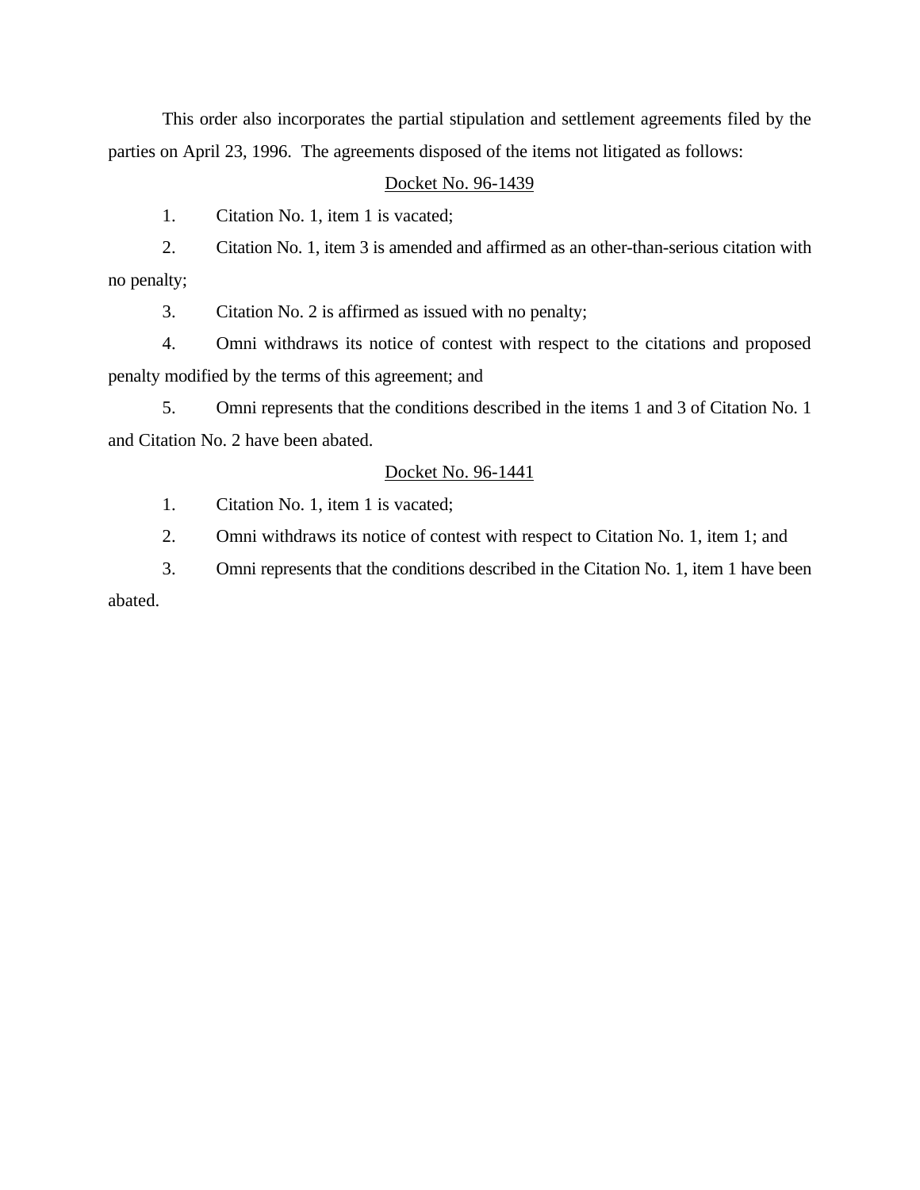This order also incorporates the partial stipulation and settlement agreements filed by the parties on April 23, 1996. The agreements disposed of the items not litigated as follows:

<u>Docket No. 96-1439</u>

1. Citation No. 1, item 1 is vacated;
2. Citation No. 1, item 3 is amended and affirmed as an other-than-serious citation with no penalty;
3. Citation No. 2 is affirmed as issued with no penalty;
4. Omni withdraws its notice of contest with respect to the citations and proposed penalty modified by the terms of this agreement; and
5. Omni represents that the conditions described in the items 1 and 3 of Citation No. 1 and Citation No. 2 have been abated.

<u>Docket No. 96-1441</u>

1. Citation No. 1, item 1 is vacated;
2. Omni withdraws its notice of contest with respect to Citation No. 1, item 1; and
3. Omni represents that the conditions described in the Citation No. 1, item 1 have been abated.